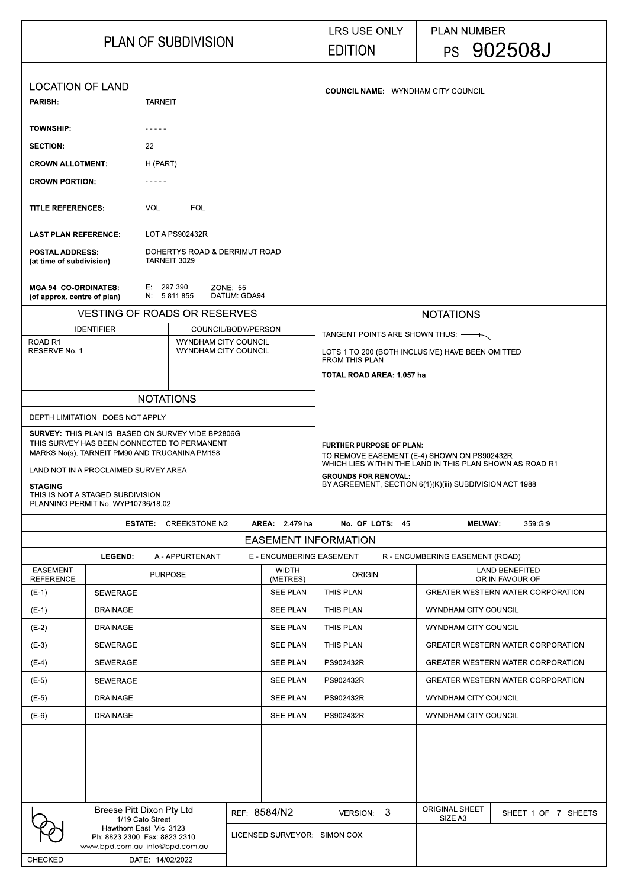# PLAN OF SUBDIVISION

LRS USE ONLY

EDITION

PLAN NUMBER

**PS 902508J**

## LOCATION OF LAND

| | |
|---|---|
| **PARISH:** | TARNEIT |
| **TOWNSHIP:** | - - - - - |
| **SECTION:** | 22 |
| **CROWN ALLOTMENT:** | H (PART) |
| **CROWN PORTION:** | - - - - - |
| **TITLE REFERENCES:** | VOL FOL |
| **LAST PLAN REFERENCE:** | LOT A PS902432R |
| **POSTAL ADDRESS:** (at time of subdivision) | DOHERTYS ROAD & DERRIMUT ROAD TARNEIT 3029 |
| **MGA 94 CO-ORDINATES:** (of approx. centre of plan) | E: 297 390 N: 5 811 855 ZONE: 55 DATUM: GDA94 |

**COUNCIL NAME:** WYNDHAM CITY COUNCIL

## VESTING OF ROADS OR RESERVES

| IDENTIFIER | COUNCIL/BODY/PERSON |
|---|---|
| ROAD R1 | WYNDHAM CITY COUNCIL |
| RESERVE No. 1 | WYNDHAM CITY COUNCIL |

## NOTATIONS

DEPTH LIMITATION DOES NOT APPLY

**SURVEY:** THIS PLAN IS BASED ON SURVEY VIDE BP2806G
THIS SURVEY HAS BEEN CONNECTED TO PERMANENT MARKS No(s). TARNEIT PM90 AND TRUGANINA PM158

LAND NOT IN A PROCLAIMED SURVEY AREA

**STAGING**
THIS IS NOT A STAGED SUBDIVISION
PLANNING PERMIT No. WYP10736/18.02

## NOTATIONS

TANGENT POINTS ARE SHOWN THUS:

LOTS 1 TO 200 (BOTH INCLUSIVE) HAVE BEEN OMITTED FROM THIS PLAN

**TOTAL ROAD AREA: 1.057 ha**

**FURTHER PURPOSE OF PLAN:**
TO REMOVE EASEMENT (E-4) SHOWN ON PS902432R WHICH LIES WITHIN THE LAND IN THIS PLAN SHOWN AS ROAD R1

**GROUNDS FOR REMOVAL:**
BY AGREEMENT, SECTION 6(1)(K)(iii) SUBDIVISION ACT 1988

**ESTATE:** CREEKSTONE N2 **AREA:** 2.479 ha **No. OF LOTS:** 45 **MELWAY:** 359:G:9

## EASEMENT INFORMATION

**LEGEND:** A - APPURTENANT E - ENCUMBERING EASEMENT R - ENCUMBERING EASEMENT (ROAD)

| EASEMENT REFERENCE | PURPOSE | WIDTH (METRES) | ORIGIN | LAND BENEFITED OR IN FAVOUR OF |
|---|---|---|---|---|
| (E-1) | SEWERAGE | SEE PLAN | THIS PLAN | GREATER WESTERN WATER CORPORATION |
| (E-1) | DRAINAGE | SEE PLAN | THIS PLAN | WYNDHAM CITY COUNCIL |
| (E-2) | DRAINAGE | SEE PLAN | THIS PLAN | WYNDHAM CITY COUNCIL |
| (E-3) | SEWERAGE | SEE PLAN | THIS PLAN | GREATER WESTERN WATER CORPORATION |
| (E-4) | SEWERAGE | SEE PLAN | PS902432R | GREATER WESTERN WATER CORPORATION |
| (E-5) | SEWERAGE | SEE PLAN | PS902432R | GREATER WESTERN WATER CORPORATION |
| (E-5) | DRAINAGE | SEE PLAN | PS902432R | WYNDHAM CITY COUNCIL |
| (E-6) | DRAINAGE | SEE PLAN | PS902432R | WYNDHAM CITY COUNCIL |

Breese Pitt Dixon Pty Ltd
1/19 Cato Street
Hawthorn East Vic 3123
Ph: 8823 2300 Fax: 8823 2310
www.bpd.com.au info@bpd.com.au

REF: 8584/N2 VERSION: 3

LICENSED SURVEYOR: SIMON COX

ORIGINAL SHEET SIZE A3

CHECKED DATE: 14/02/2022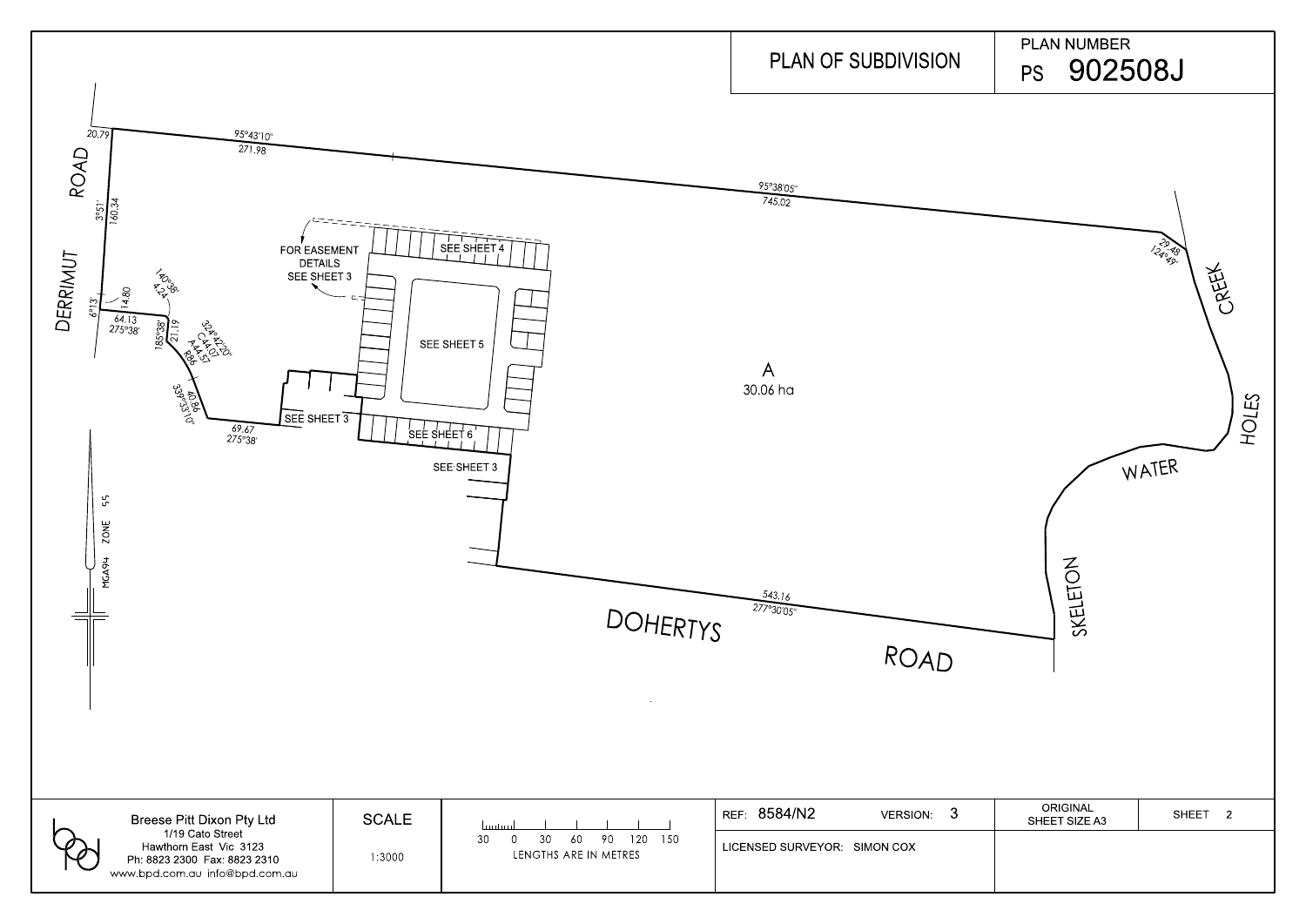# PLAN OF SUBDIVISION

PLAN NUMBER
PS 902508J

DERRIMUT ROAD

20.79

95°43'10"
271.98

95°38'05"
745.02

29.48
124°49'

CREEK

3°51'
160.34

FOR EASEMENT DETAILS SEE SHEET 3

SEE SHEET 4

SEE SHEET 5

140°38'
4.24

14.80
6°13'

64.13
275°38'

185°38'
21.19

324°42'20"
C44.07
A44.57
R86

40.86
339°53'10"

69.67
275°38'

SEE SHEET 3

SEE SHEET 6

SEE SHEET 3

A
30.06 ha

HOLES

WATER

SKELETON

543.16
277°30'05"

DOHERTYS ROAD

MGA94 ZONE 55

| Breese Pitt Dixon Pty Ltd<br>1/19 Cato Street<br>Hawthorn East Vic 3123<br>Ph: 8823 2300 Fax: 8823 2310<br>www.bpd.com.au info@bpd.com.au | SCALE<br>1:3000 | 30 0 30 60 90 120 150<br>LENGTHS ARE IN METRES | REF: 8584/N2 VERSION: 3<br>LICENSED SURVEYOR: SIMON COX | ORIGINAL SHEET SIZE A3 | SHEET 2 |
|---|---|---|---|---|---|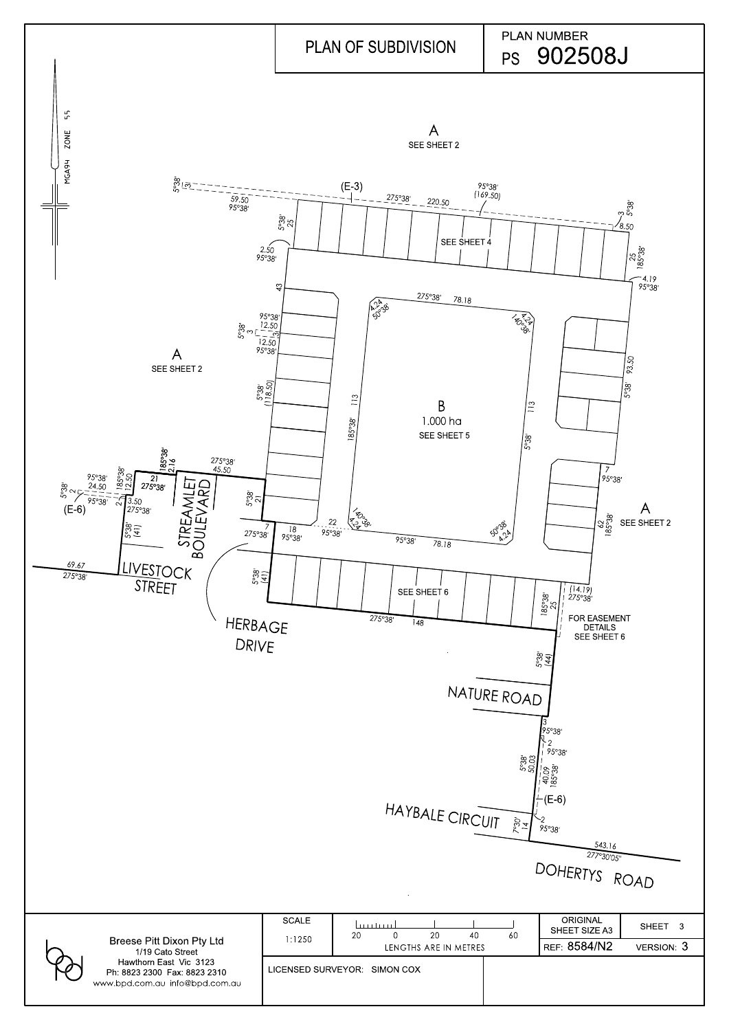# PLAN OF SUBDIVISION

PLAN NUMBER
PS 902508J

MGA94 ZONE 55

A
SEE SHEET 2

(E-3)

5°38' (3)

59.50
95°38'

275°38' 220.50

95°38'
(169.50)

3 5°38'
8.50

5°38'
25

2.50
95°38'

SEE SHEET 4

25
185°38'

4.19
95°38'

43

275°38' 78.18

4.24
50°38'

4.24
140°38'

95°38'
12.50
5°38' 3
12.50
95°38'

A
SEE SHEET 2

93.50
5°38'

5°38'
(118.50)

113
185°38'

B
1.000 ha
SEE SHEET 5

113
5°38'

185°38'
2.16

275°38'
45.50

21
275°38'

STREAMLET BOULEVARD

7
95°38'

95°38'
24.50
5°38' 2
95°38'

185°38'
12.50

2
3.50
275°38'

(E-6)

5°38'
21

5°38'
(41)

7
275°38'

18
95°38'

22
95°38'

140°38'
4.24

50°38'
4.24

95°38' 78.18

62
185°38'

A
SEE SHEET 2

69.67
275°38'

LIVESTOCK STREET

5°38'
(41)

SEE SHEET 6

185°38'
25

(14.19)
275°38'

FOR EASEMENT DETAILS
SEE SHEET 6

HERBAGE DRIVE

275°38' 148

5°38'
(44)

NATURE ROAD

3
95°38'

2
95°38'

5°38'
50.03

40.09
185°38'

(E-6)

HAYBALE CIRCUIT

7°30'
14

2
95°38'

543.16
277°30'05"

DOHERTYS ROAD

| Breese Pitt Dixon Pty Ltd<br>1/19 Cato Street<br>Hawthorn East Vic 3123<br>Ph: 8823 2300 Fax: 8823 2310<br>www.bpd.com.au info@bpd.com.au | SCALE<br>1:1250 | 20 0 20 40 60<br>LENGTHS ARE IN METRES | ORIGINAL SHEET SIZE A3 | SHEET 3 |
|---|---|---|---|---|
| | LICENSED SURVEYOR: SIMON COX | | REF: 8584/N2 | VERSION: 3 |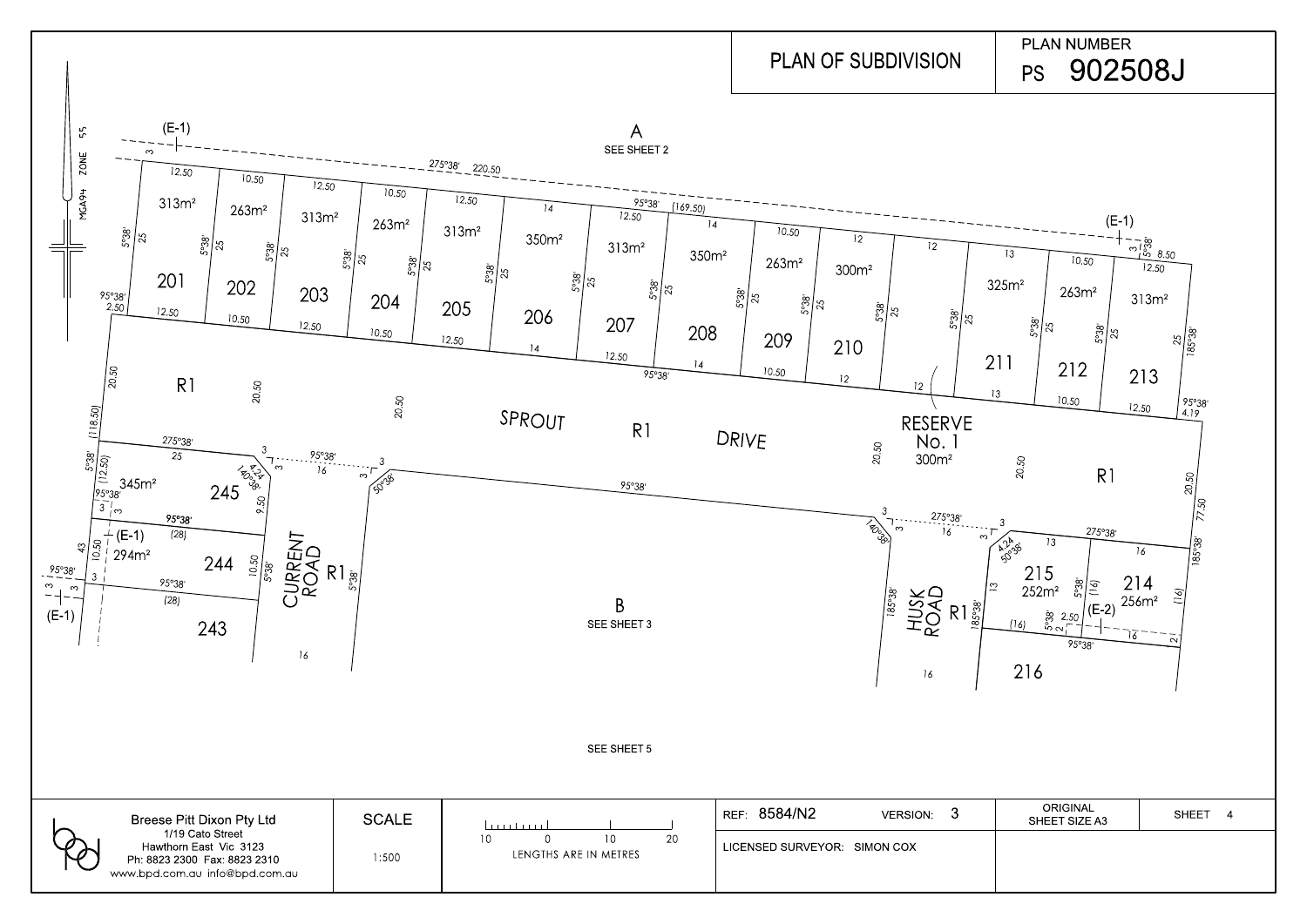# PLAN OF SUBDIVISION

**PLAN NUMBER**
PS 902508J

MGA94 ZONE 55

(E-1)

A
SEE SHEET 2

275°38' 220.50

95°38' (169.50)

| Lot | Area | Frontage |
|---|---|---|
| 201 | 313m² | 12.50 |
| 202 | 263m² | 10.50 |
| 203 | 313m² | 12.50 |
| 204 | 263m² | 10.50 |
| 205 | 313m² | 12.50 |
| 206 | 350m² | 14 |
| 207 | 313m² | 12.50 |
| 208 | 350m² | 14 |
| 209 | 263m² | 10.50 |
| 210 | 300m² | 12 |
| 211 | 325m² | 13 |
| 212 | 263m² | 10.50 |
| 213 | 313m² | 12.50 |
| 214 | 256m² | 16 |
| 215 | 252m² | 13 |
| 243 | | |
| 244 | 294m² | 10.50 |
| 245 | 345m² | (12.50) |
| 216 | | |

RESERVE No. 1 300m²

SPROUT R1 DRIVE

CURRENT ROAD R1

HUSK ROAD R1

R1

(E-1) (E-2)

B
SEE SHEET 3

SEE SHEET 5

Breese Pitt Dixon Pty Ltd
1/19 Cato Street
Hawthorn East Vic 3123
Ph: 8823 2300 Fax: 8823 2310
www.bpd.com.au info@bpd.com.au

SCALE 1:500

LENGTHS ARE IN METRES

REF: 8584/N2 VERSION: 3

LICENSED SURVEYOR: SIMON COX

ORIGINAL SHEET SIZE A3

SHEET 4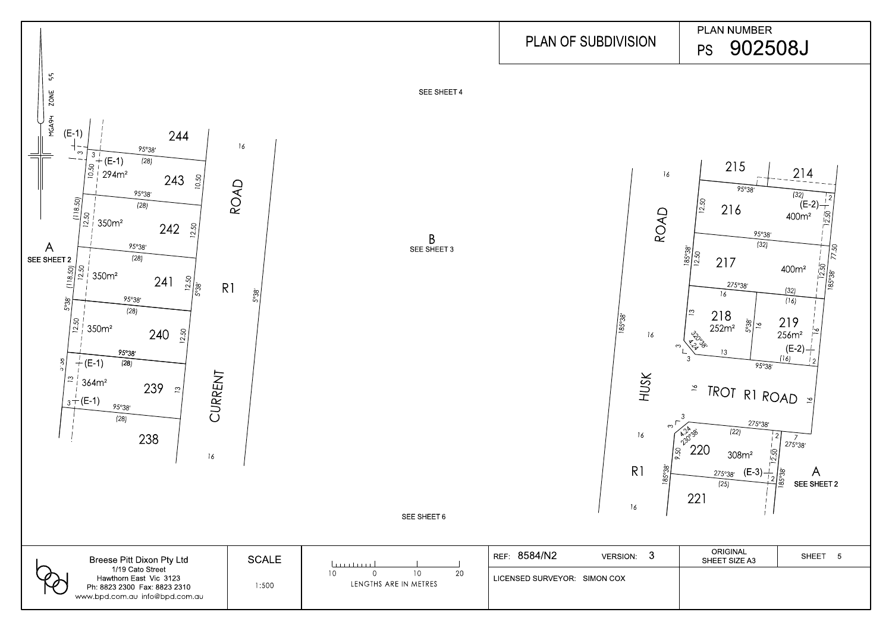# PLAN OF SUBDIVISION

**PLAN NUMBER**

**PS 902508J**

MGA94 ZONE 55

SEE SHEET 4

A
SEE SHEET 2

B
SEE SHEET 3

SEE SHEET 6

A
SEE SHEET 2

CURRENT R1 ROAD

HUSK R1 ROAD

TROT R1 ROAD

| Lot | Area |
|---|---|
| 243 | 294m² |
| 242 | 350m² |
| 241 | 350m² |
| 240 | 350m² |
| 239 | 364m² |
| 216 | 400m² |
| 217 | 400m² |
| 218 | 252m² |
| 219 | 256m² |
| 220 | 308m² |

Lots shown: 244, 243, 242, 241, 240, 239, 238, 215, 214, 216, 217, 218, 219, 220, 221

Easements: (E-1), (E-2), (E-3)

| Breese Pitt Dixon Pty Ltd<br>1/19 Cato Street<br>Hawthorn East Vic 3123<br>Ph: 8823 2300 Fax: 8823 2310<br>www.bpd.com.au info@bpd.com.au | SCALE<br>1:500 | 10 0 10 20<br>LENGTHS ARE IN METRES | REF: 8584/N2 VERSION: 3 | ORIGINAL SHEET SIZE A3 | SHEET 5 |
|---|---|---|---|---|---|
| | | | LICENSED SURVEYOR: SIMON COX | | |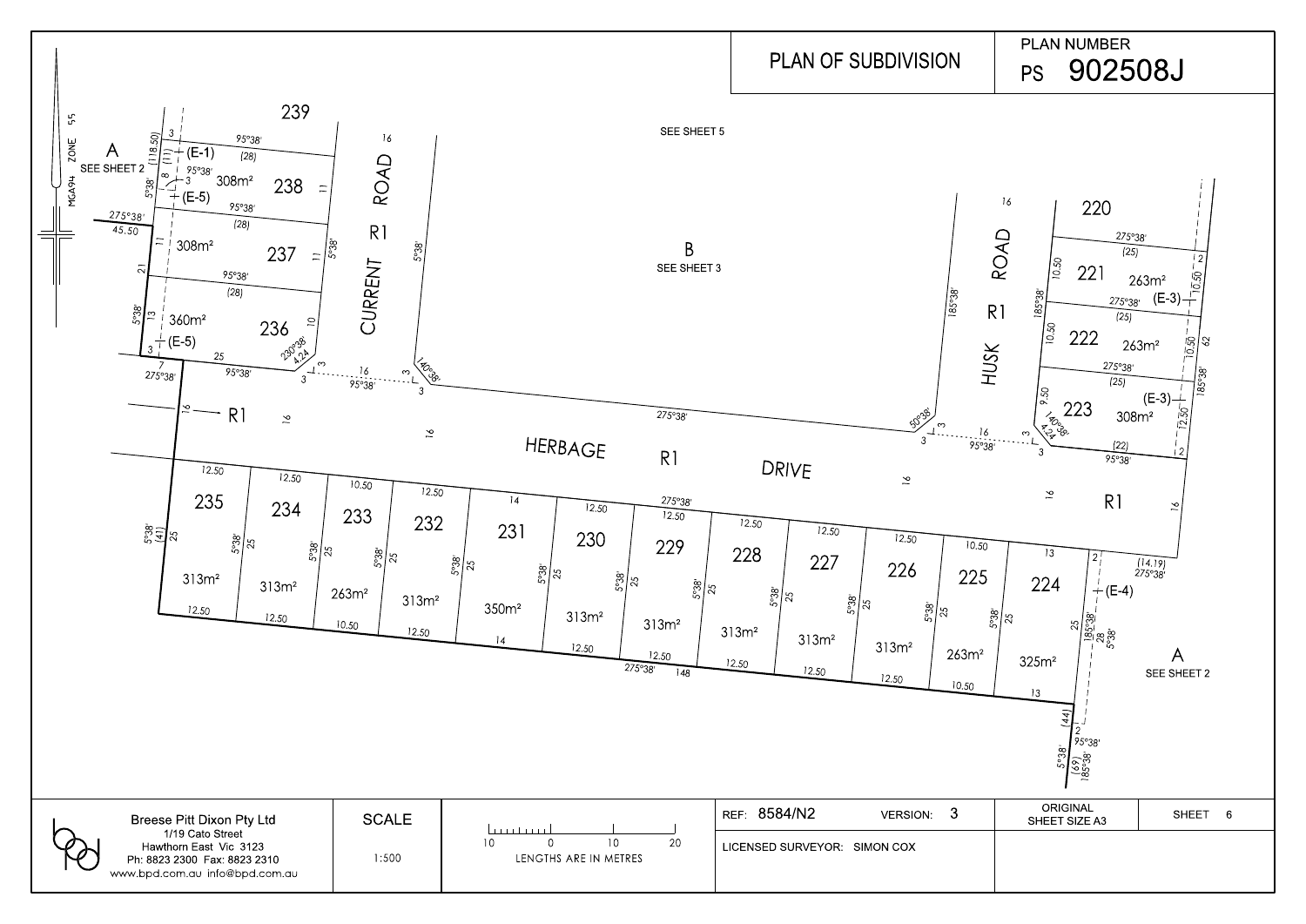# PLAN OF SUBDIVISION

**PLAN NUMBER**
**PS 902508J**

MGA94 ZONE 55

A
SEE SHEET 2

SEE SHEET 5

B
SEE SHEET 3

A
SEE SHEET 2

CURRENT ROAD R1

HUSK ROAD R1

HERBAGE R1 DRIVE

R1

| Lot | Area |
| --- | --- |
| 221 | 263m² |
| 222 | 263m² |
| 223 | 308m² |
| 224 | 325m² |
| 225 | 263m² |
| 226 | 313m² |
| 227 | 313m² |
| 228 | 313m² |
| 229 | 313m² |
| 230 | 313m² |
| 231 | 350m² |
| 232 | 313m² |
| 233 | 263m² |
| 234 | 313m² |
| 235 | 313m² |
| 236 | 360m² |
| 237 | 308m² |
| 238 | 308m² |

Easements shown: (E-1), (E-3), (E-4), (E-5)

| Breese Pitt Dixon Pty Ltd<br>1/19 Cato Street<br>Hawthorn East Vic 3123<br>Ph: 8823 2300 Fax: 8823 2310<br>www.bpd.com.au info@bpd.com.au | SCALE<br>1:500 | LENGTHS ARE IN METRES | REF: 8584/N2 | VERSION: 3 | ORIGINAL SHEET SIZE A3 | SHEET 6 |
| --- | --- | --- | --- | --- | --- | --- |
| | | | LICENSED SURVEYOR: SIMON COX | | | |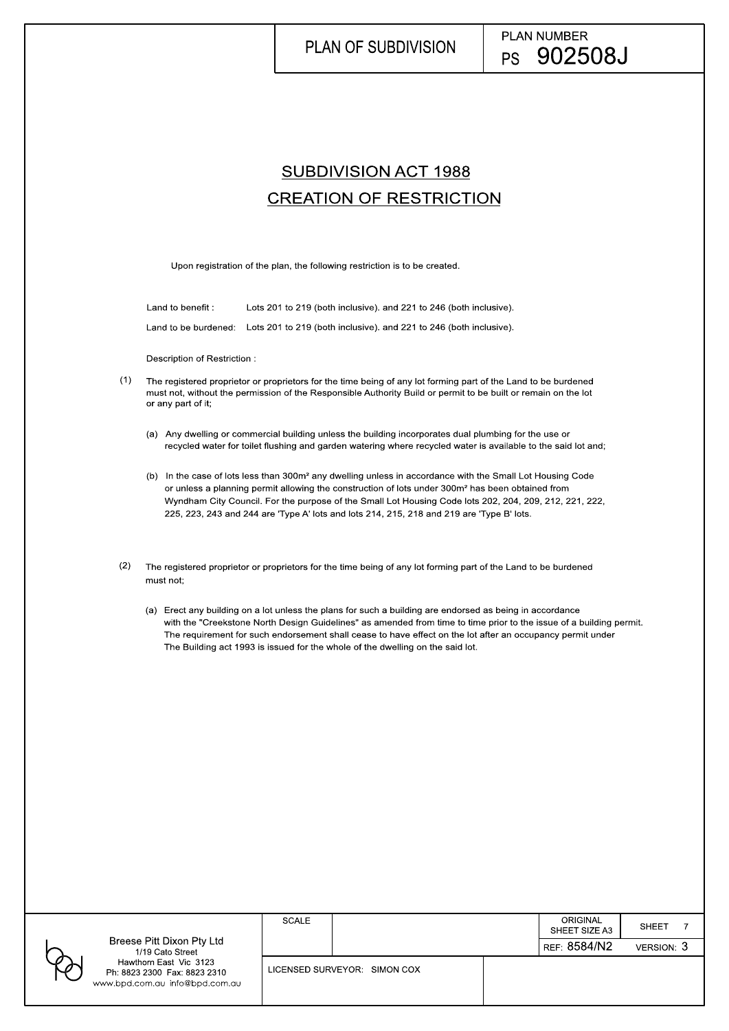PLAN OF SUBDIVISION

PLAN NUMBER
PS 902508J

## SUBDIVISION ACT 1988
## CREATION OF RESTRICTION

Upon registration of the plan, the following restriction is to be created.

Land to benefit : Lots 201 to 219 (both inclusive). and 221 to 246 (both inclusive).

Land to be burdened: Lots 201 to 219 (both inclusive). and 221 to 246 (both inclusive).

Description of Restriction :

(1) The registered proprietor or proprietors for the time being of any lot forming part of the Land to be burdened must not, without the permission of the Responsible Authority Build or permit to be built or remain on the lot or any part of it;

(a) Any dwelling or commercial building unless the building incorporates dual plumbing for the use or recycled water for toilet flushing and garden watering where recycled water is available to the said lot and;

(b) In the case of lots less than 300m² any dwelling unless in accordance with the Small Lot Housing Code or unless a planning permit allowing the construction of lots under 300m² has been obtained from Wyndham City Council. For the purpose of the Small Lot Housing Code lots 202, 204, 209, 212, 221, 222, 225, 223, 243 and 244 are 'Type A' lots and lots 214, 215, 218 and 219 are 'Type B' lots.

(2) The registered proprietor or proprietors for the time being of any lot forming part of the Land to be burdened must not;

(a) Erect any building on a lot unless the plans for such a building are endorsed as being in accordance with the "Creekstone North Design Guidelines" as amended from time to time prior to the issue of a building permit. The requirement for such endorsement shall cease to have effect on the lot after an occupancy permit under The Building act 1993 is issued for the whole of the dwelling on the said lot.

Breese Pitt Dixon Pty Ltd
1/19 Cato Street
Hawthorn East Vic 3123
Ph: 8823 2300 Fax: 8823 2310
www.bpd.com.au info@bpd.com.au

| | | | |
|---|---|---|---|
| SCALE | | ORIGINAL SHEET SIZE A3 | SHEET 7 |
| | | REF: 8584/N2 | VERSION: 3 |
| LICENSED SURVEYOR: SIMON COX | | | |